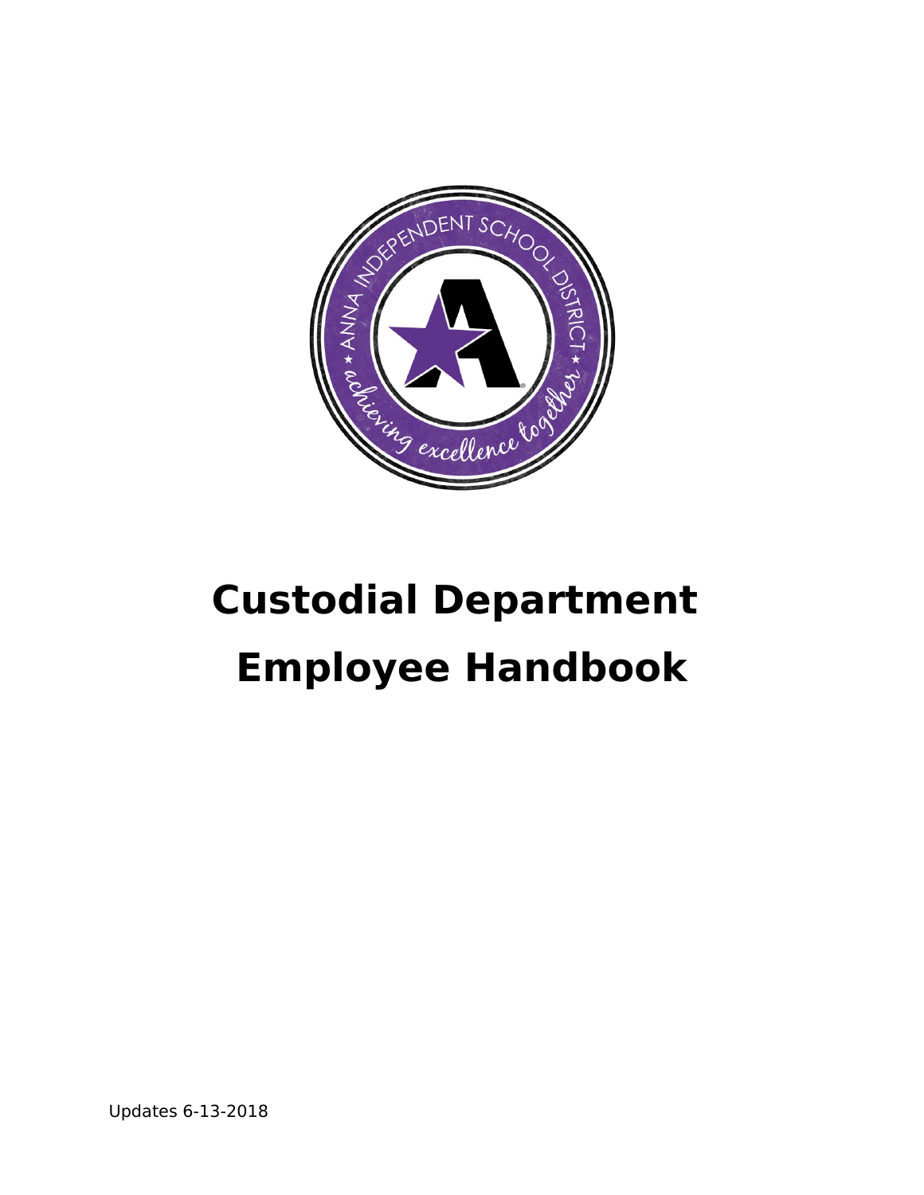# Custodial Department Employee Handbook

Updates 6-13-2018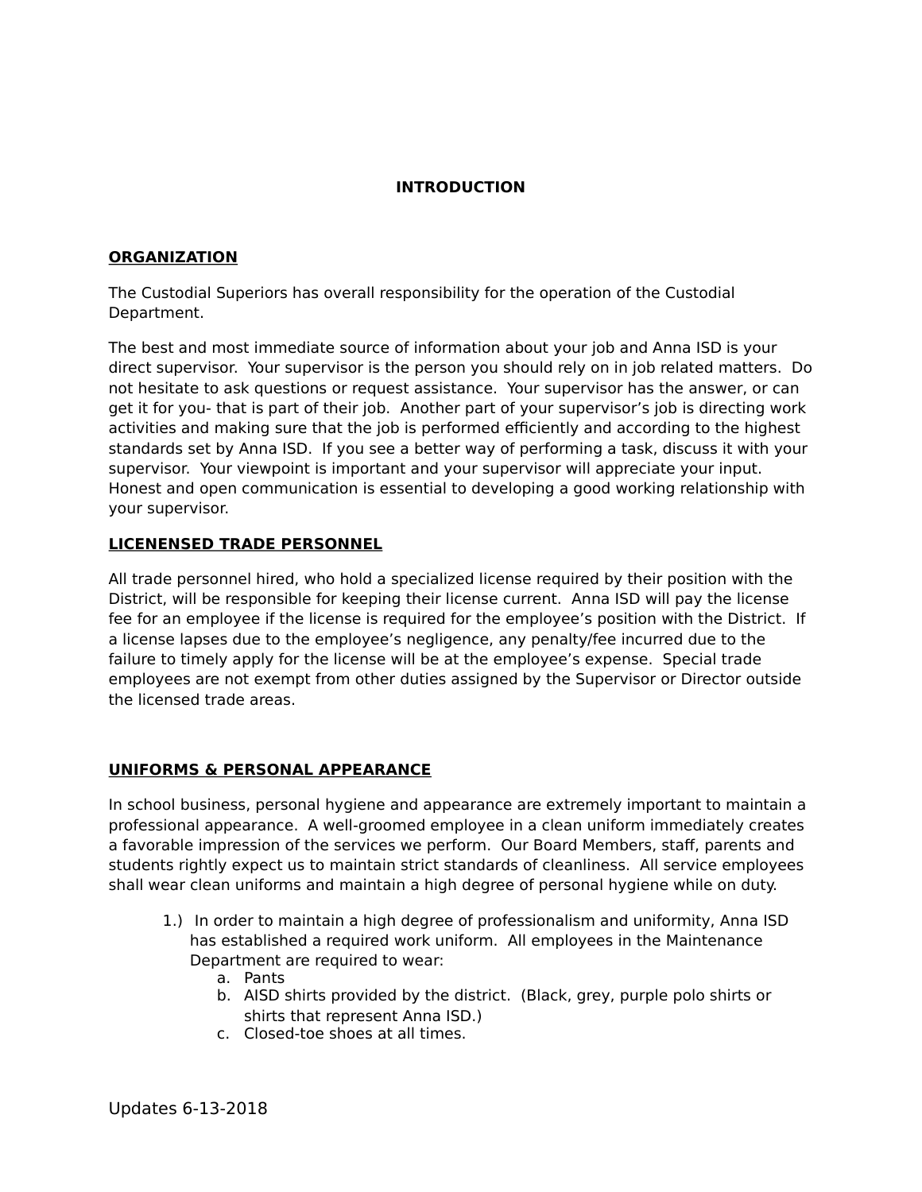# INTRODUCTION

## ORGANIZATION

The Custodial Superiors has overall responsibility for the operation of the Custodial Department.

The best and most immediate source of information about your job and Anna ISD is your direct supervisor. Your supervisor is the person you should rely on in job related matters. Do not hesitate to ask questions or request assistance. Your supervisor has the answer, or can get it for you- that is part of their job. Another part of your supervisor's job is directing work activities and making sure that the job is performed efficiently and according to the highest standards set by Anna ISD. If you see a better way of performing a task, discuss it with your supervisor. Your viewpoint is important and your supervisor will appreciate your input. Honest and open communication is essential to developing a good working relationship with your supervisor.

## LICENENSED TRADE PERSONNEL

All trade personnel hired, who hold a specialized license required by their position with the District, will be responsible for keeping their license current. Anna ISD will pay the license fee for an employee if the license is required for the employee's position with the District. If a license lapses due to the employee's negligence, any penalty/fee incurred due to the failure to timely apply for the license will be at the employee's expense. Special trade employees are not exempt from other duties assigned by the Supervisor or Director outside the licensed trade areas.

## UNIFORMS & PERSONAL APPEARANCE

In school business, personal hygiene and appearance are extremely important to maintain a professional appearance. A well-groomed employee in a clean uniform immediately creates a favorable impression of the services we perform. Our Board Members, staff, parents and students rightly expect us to maintain strict standards of cleanliness. All service employees shall wear clean uniforms and maintain a high degree of personal hygiene while on duty.

1.) In order to maintain a high degree of professionalism and uniformity, Anna ISD has established a required work uniform. All employees in the Maintenance Department are required to wear:
   a. Pants
   b. AISD shirts provided by the district. (Black, grey, purple polo shirts or shirts that represent Anna ISD.)
   c. Closed-toe shoes at all times.

Updates 6-13-2018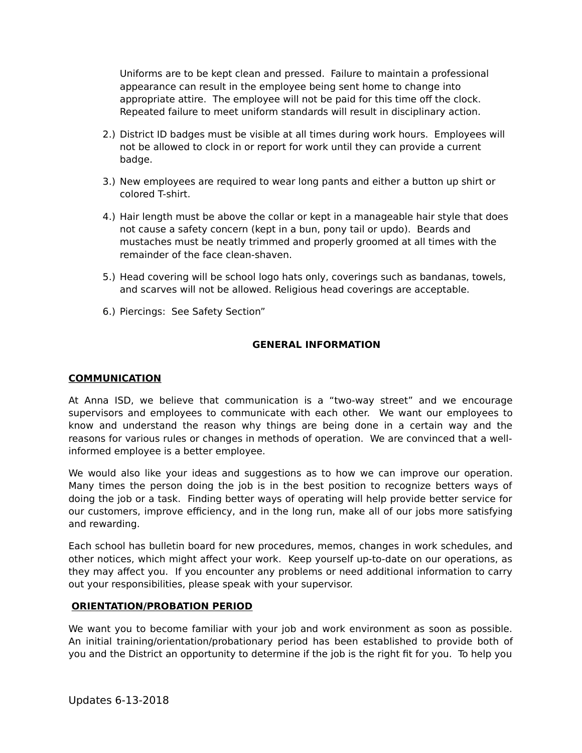Uniforms are to be kept clean and pressed. Failure to maintain a professional appearance can result in the employee being sent home to change into appropriate attire. The employee will not be paid for this time off the clock. Repeated failure to meet uniform standards will result in disciplinary action.

2.) District ID badges must be visible at all times during work hours. Employees will not be allowed to clock in or report for work until they can provide a current badge.

3.) New employees are required to wear long pants and either a button up shirt or colored T-shirt.

4.) Hair length must be above the collar or kept in a manageable hair style that does not cause a safety concern (kept in a bun, pony tail or updo). Beards and mustaches must be neatly trimmed and properly groomed at all times with the remainder of the face clean-shaven.

5.) Head covering will be school logo hats only, coverings such as bandanas, towels, and scarves will not be allowed. Religious head coverings are acceptable.

6.) Piercings: See Safety Section"

## GENERAL INFORMATION

### COMMUNICATION

At Anna ISD, we believe that communication is a "two-way street" and we encourage supervisors and employees to communicate with each other. We want our employees to know and understand the reason why things are being done in a certain way and the reasons for various rules or changes in methods of operation. We are convinced that a well-informed employee is a better employee.

We would also like your ideas and suggestions as to how we can improve our operation. Many times the person doing the job is in the best position to recognize betters ways of doing the job or a task. Finding better ways of operating will help provide better service for our customers, improve efficiency, and in the long run, make all of our jobs more satisfying and rewarding.

Each school has bulletin board for new procedures, memos, changes in work schedules, and other notices, which might affect your work. Keep yourself up-to-date on our operations, as they may affect you. If you encounter any problems or need additional information to carry out your responsibilities, please speak with your supervisor.

### ORIENTATION/PROBATION PERIOD

We want you to become familiar with your job and work environment as soon as possible. An initial training/orientation/probationary period has been established to provide both of you and the District an opportunity to determine if the job is the right fit for you. To help you

Updates 6-13-2018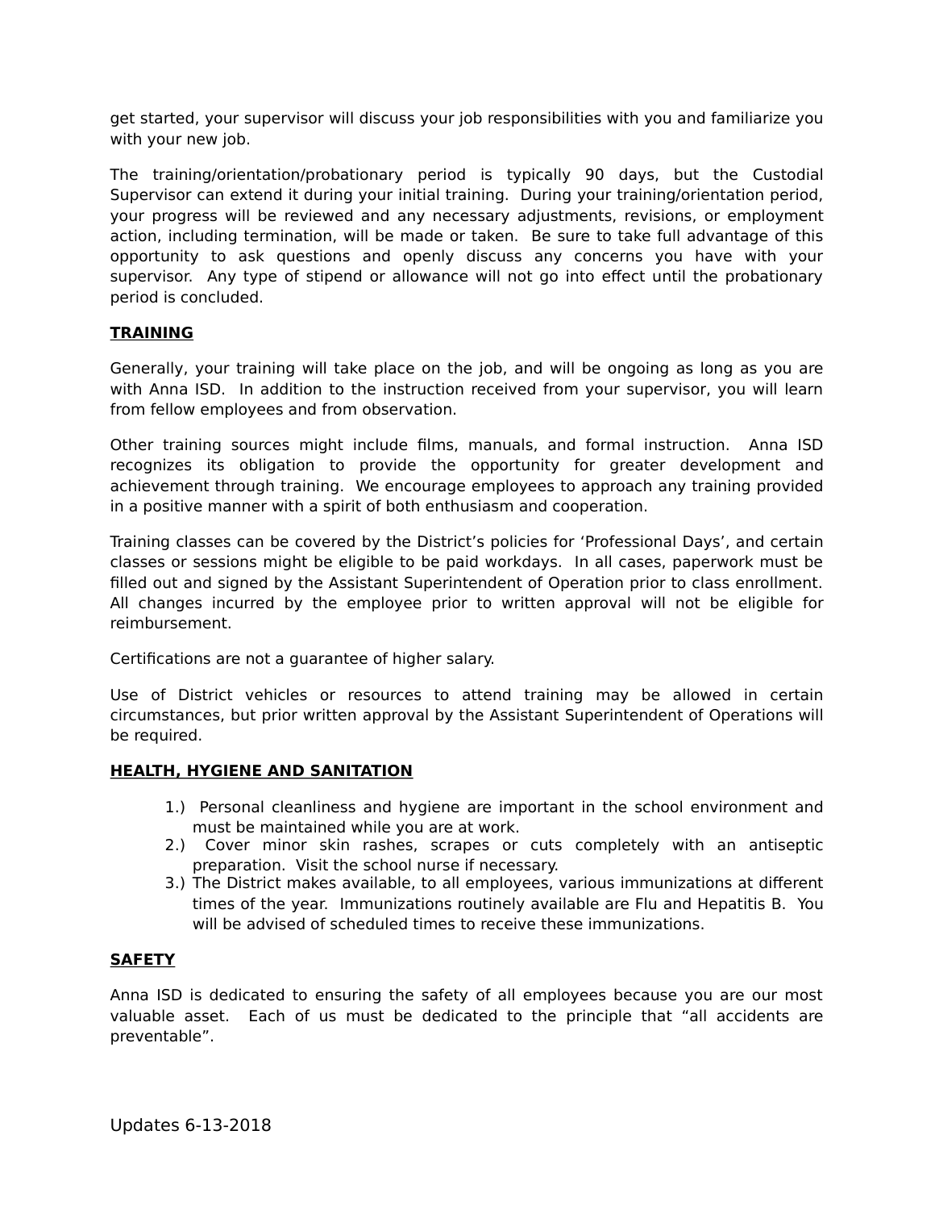get started, your supervisor will discuss your job responsibilities with you and familiarize you with your new job.

The training/orientation/probationary period is typically 90 days, but the Custodial Supervisor can extend it during your initial training. During your training/orientation period, your progress will be reviewed and any necessary adjustments, revisions, or employment action, including termination, will be made or taken. Be sure to take full advantage of this opportunity to ask questions and openly discuss any concerns you have with your supervisor. Any type of stipend or allowance will not go into effect until the probationary period is concluded.

## TRAINING

Generally, your training will take place on the job, and will be ongoing as long as you are with Anna ISD. In addition to the instruction received from your supervisor, you will learn from fellow employees and from observation.

Other training sources might include films, manuals, and formal instruction. Anna ISD recognizes its obligation to provide the opportunity for greater development and achievement through training. We encourage employees to approach any training provided in a positive manner with a spirit of both enthusiasm and cooperation.

Training classes can be covered by the District's policies for 'Professional Days', and certain classes or sessions might be eligible to be paid workdays. In all cases, paperwork must be filled out and signed by the Assistant Superintendent of Operation prior to class enrollment. All changes incurred by the employee prior to written approval will not be eligible for reimbursement.

Certifications are not a guarantee of higher salary.

Use of District vehicles or resources to attend training may be allowed in certain circumstances, but prior written approval by the Assistant Superintendent of Operations will be required.

## HEALTH, HYGIENE AND SANITATION

1.) Personal cleanliness and hygiene are important in the school environment and must be maintained while you are at work.
2.) Cover minor skin rashes, scrapes or cuts completely with an antiseptic preparation. Visit the school nurse if necessary.
3.) The District makes available, to all employees, various immunizations at different times of the year. Immunizations routinely available are Flu and Hepatitis B. You will be advised of scheduled times to receive these immunizations.

## SAFETY

Anna ISD is dedicated to ensuring the safety of all employees because you are our most valuable asset. Each of us must be dedicated to the principle that "all accidents are preventable".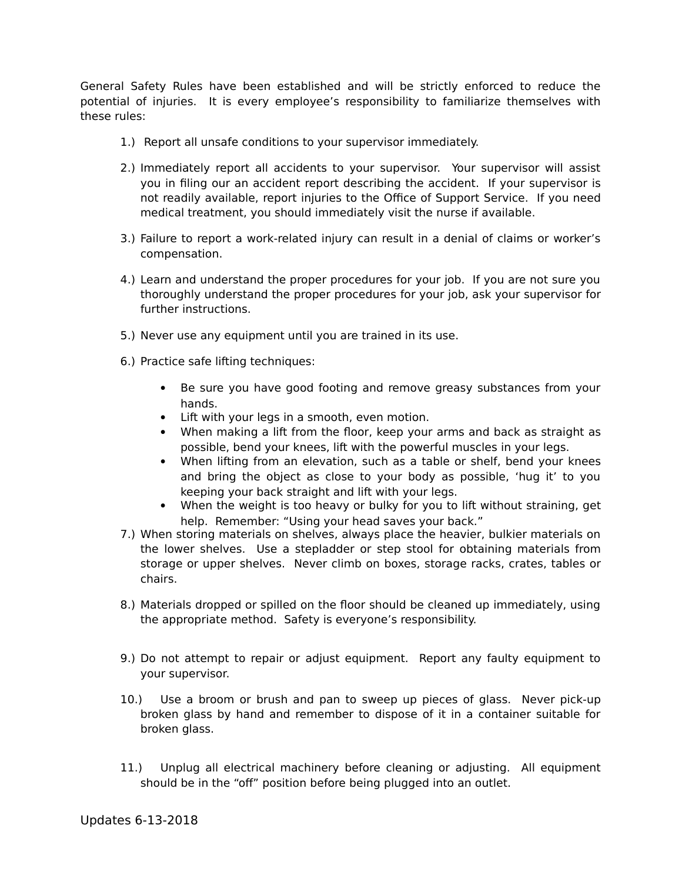General Safety Rules have been established and will be strictly enforced to reduce the potential of injuries. It is every employee's responsibility to familiarize themselves with these rules:

1.) Report all unsafe conditions to your supervisor immediately.

2.) Immediately report all accidents to your supervisor. Your supervisor will assist you in filing our an accident report describing the accident. If your supervisor is not readily available, report injuries to the Office of Support Service. If you need medical treatment, you should immediately visit the nurse if available.

3.) Failure to report a work-related injury can result in a denial of claims or worker's compensation.

4.) Learn and understand the proper procedures for your job. If you are not sure you thoroughly understand the proper procedures for your job, ask your supervisor for further instructions.

5.) Never use any equipment until you are trained in its use.

6.) Practice safe lifting techniques:

   - Be sure you have good footing and remove greasy substances from your hands.
   - Lift with your legs in a smooth, even motion.
   - When making a lift from the floor, keep your arms and back as straight as possible, bend your knees, lift with the powerful muscles in your legs.
   - When lifting from an elevation, such as a table or shelf, bend your knees and bring the object as close to your body as possible, 'hug it' to you keeping your back straight and lift with your legs.
   - When the weight is too heavy or bulky for you to lift without straining, get help. Remember: "Using your head saves your back."

7.) When storing materials on shelves, always place the heavier, bulkier materials on the lower shelves. Use a stepladder or step stool for obtaining materials from storage or upper shelves. Never climb on boxes, storage racks, crates, tables or chairs.

8.) Materials dropped or spilled on the floor should be cleaned up immediately, using the appropriate method. Safety is everyone's responsibility.

9.) Do not attempt to repair or adjust equipment. Report any faulty equipment to your supervisor.

10.) Use a broom or brush and pan to sweep up pieces of glass. Never pick-up broken glass by hand and remember to dispose of it in a container suitable for broken glass.

11.) Unplug all electrical machinery before cleaning or adjusting. All equipment should be in the "off" position before being plugged into an outlet.

Updates 6-13-2018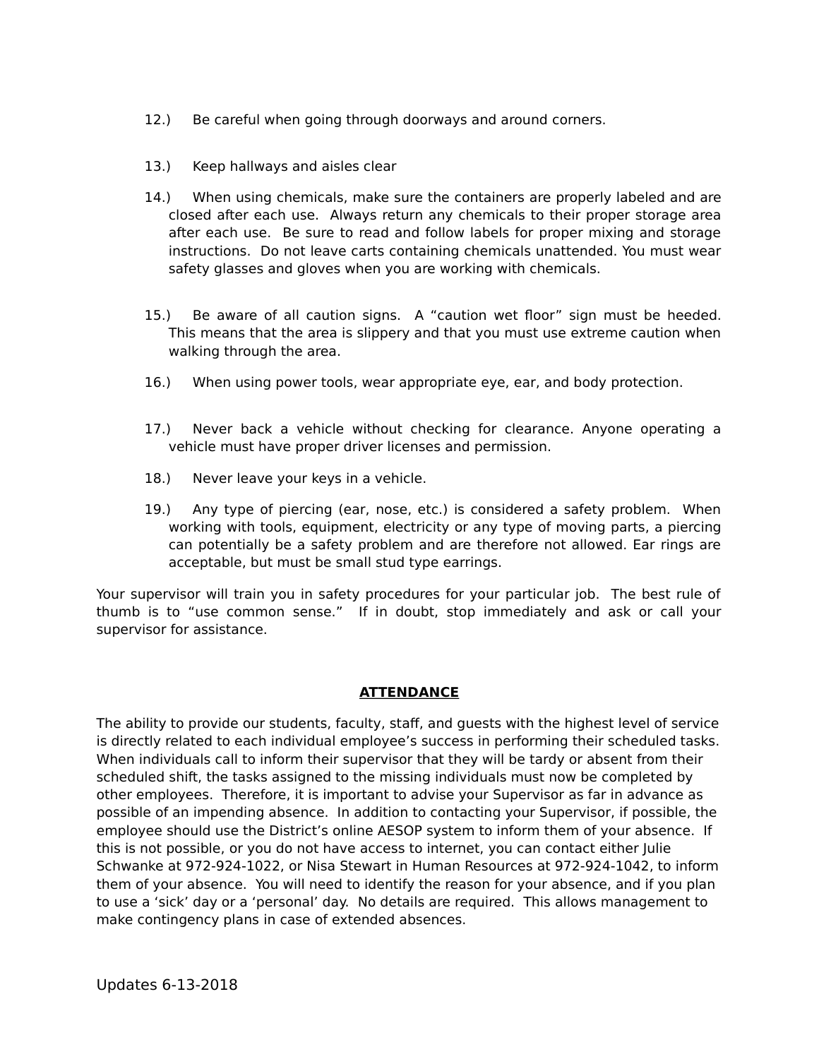12.) Be careful when going through doorways and around corners.

13.) Keep hallways and aisles clear

14.) When using chemicals, make sure the containers are properly labeled and are closed after each use. Always return any chemicals to their proper storage area after each use. Be sure to read and follow labels for proper mixing and storage instructions. Do not leave carts containing chemicals unattended. You must wear safety glasses and gloves when you are working with chemicals.

15.) Be aware of all caution signs. A "caution wet floor" sign must be heeded. This means that the area is slippery and that you must use extreme caution when walking through the area.

16.) When using power tools, wear appropriate eye, ear, and body protection.

17.) Never back a vehicle without checking for clearance. Anyone operating a vehicle must have proper driver licenses and permission.

18.) Never leave your keys in a vehicle.

19.) Any type of piercing (ear, nose, etc.) is considered a safety problem. When working with tools, equipment, electricity or any type of moving parts, a piercing can potentially be a safety problem and are therefore not allowed. Ear rings are acceptable, but must be small stud type earrings.

Your supervisor will train you in safety procedures for your particular job. The best rule of thumb is to "use common sense." If in doubt, stop immediately and ask or call your supervisor for assistance.

## ATTENDANCE

The ability to provide our students, faculty, staff, and guests with the highest level of service is directly related to each individual employee's success in performing their scheduled tasks. When individuals call to inform their supervisor that they will be tardy or absent from their scheduled shift, the tasks assigned to the missing individuals must now be completed by other employees. Therefore, it is important to advise your Supervisor as far in advance as possible of an impending absence. In addition to contacting your Supervisor, if possible, the employee should use the District's online AESOP system to inform them of your absence. If this is not possible, or you do not have access to internet, you can contact either Julie Schwanke at 972-924-1022, or Nisa Stewart in Human Resources at 972-924-1042, to inform them of your absence. You will need to identify the reason for your absence, and if you plan to use a 'sick' day or a 'personal' day. No details are required. This allows management to make contingency plans in case of extended absences.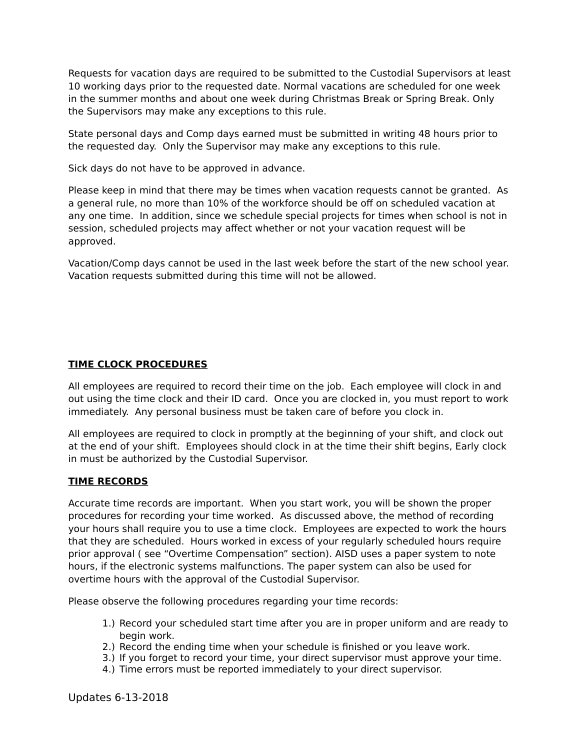Requests for vacation days are required to be submitted to the Custodial Supervisors at least 10 working days prior to the requested date. Normal vacations are scheduled for one week in the summer months and about one week during Christmas Break or Spring Break. Only the Supervisors may make any exceptions to this rule.

State personal days and Comp days earned must be submitted in writing 48 hours prior to the requested day. Only the Supervisor may make any exceptions to this rule.

Sick days do not have to be approved in advance.

Please keep in mind that there may be times when vacation requests cannot be granted. As a general rule, no more than 10% of the workforce should be off on scheduled vacation at any one time. In addition, since we schedule special projects for times when school is not in session, scheduled projects may affect whether or not your vacation request will be approved.

Vacation/Comp days cannot be used in the last week before the start of the new school year. Vacation requests submitted during this time will not be allowed.

## TIME CLOCK PROCEDURES

All employees are required to record their time on the job. Each employee will clock in and out using the time clock and their ID card. Once you are clocked in, you must report to work immediately. Any personal business must be taken care of before you clock in.

All employees are required to clock in promptly at the beginning of your shift, and clock out at the end of your shift. Employees should clock in at the time their shift begins, Early clock in must be authorized by the Custodial Supervisor.

## TIME RECORDS

Accurate time records are important. When you start work, you will be shown the proper procedures for recording your time worked. As discussed above, the method of recording your hours shall require you to use a time clock. Employees are expected to work the hours that they are scheduled. Hours worked in excess of your regularly scheduled hours require prior approval ( see "Overtime Compensation" section). AISD uses a paper system to note hours, if the electronic systems malfunctions. The paper system can also be used for overtime hours with the approval of the Custodial Supervisor.

Please observe the following procedures regarding your time records:

1.) Record your scheduled start time after you are in proper uniform and are ready to begin work.
2.) Record the ending time when your schedule is finished or you leave work.
3.) If you forget to record your time, your direct supervisor must approve your time.
4.) Time errors must be reported immediately to your direct supervisor.

Updates 6-13-2018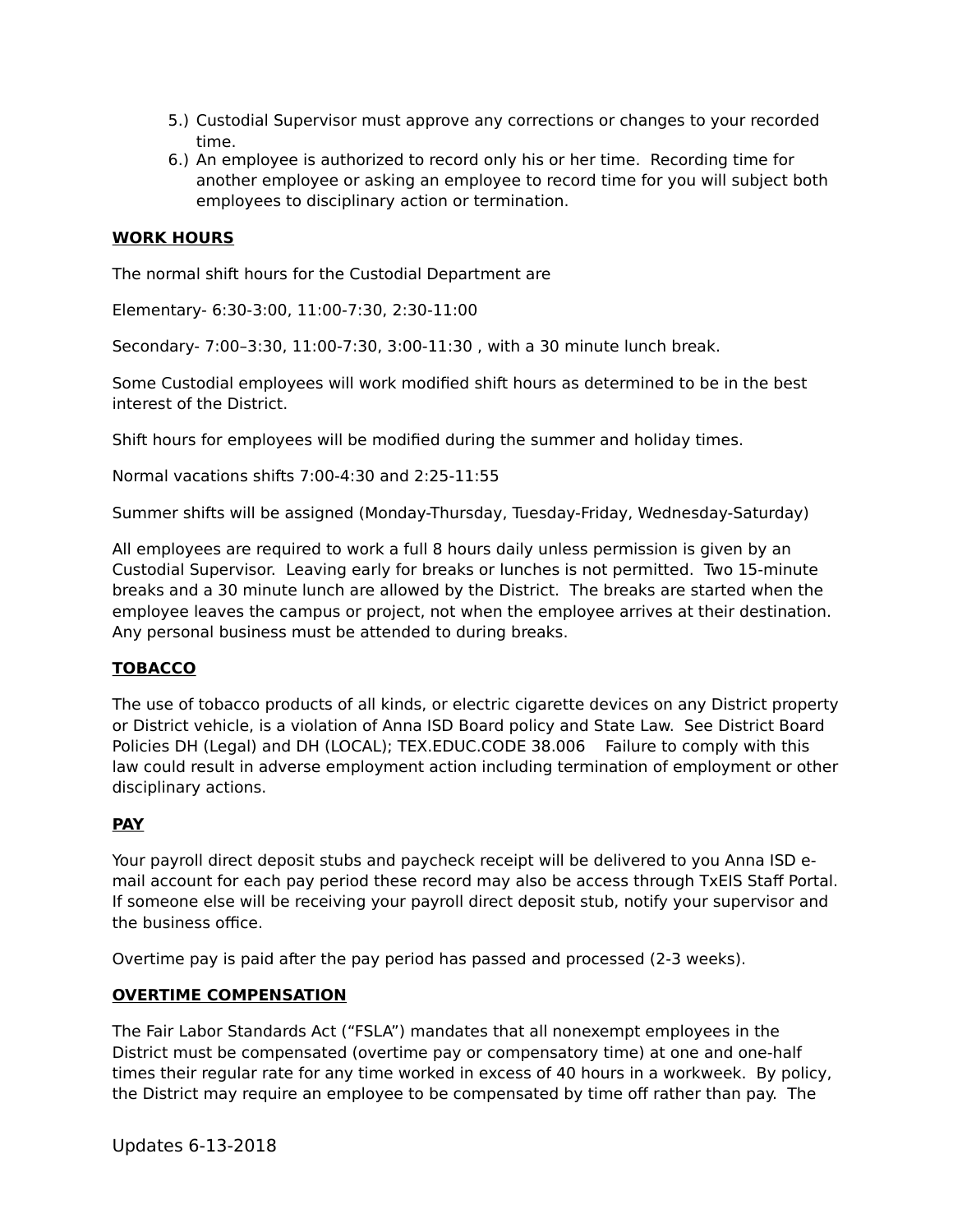5.) Custodial Supervisor must approve any corrections or changes to your recorded time.
6.) An employee is authorized to record only his or her time. Recording time for another employee or asking an employee to record time for you will subject both employees to disciplinary action or termination.

**WORK HOURS**

The normal shift hours for the Custodial Department are

Elementary- 6:30-3:00, 11:00-7:30, 2:30-11:00

Secondary- 7:00–3:30, 11:00-7:30, 3:00-11:30 , with a 30 minute lunch break.

Some Custodial employees will work modified shift hours as determined to be in the best interest of the District.

Shift hours for employees will be modified during the summer and holiday times.

Normal vacations shifts 7:00-4:30 and 2:25-11:55

Summer shifts will be assigned (Monday-Thursday, Tuesday-Friday, Wednesday-Saturday)

All employees are required to work a full 8 hours daily unless permission is given by an Custodial Supervisor. Leaving early for breaks or lunches is not permitted. Two 15-minute breaks and a 30 minute lunch are allowed by the District. The breaks are started when the employee leaves the campus or project, not when the employee arrives at their destination. Any personal business must be attended to during breaks.

**TOBACCO**

The use of tobacco products of all kinds, or electric cigarette devices on any District property or District vehicle, is a violation of Anna ISD Board policy and State Law. See District Board Policies DH (Legal) and DH (LOCAL); TEX.EDUC.CODE 38.006 Failure to comply with this law could result in adverse employment action including termination of employment or other disciplinary actions.

**PAY**

Your payroll direct deposit stubs and paycheck receipt will be delivered to you Anna ISD e-mail account for each pay period these record may also be access through TxEIS Staff Portal. If someone else will be receiving your payroll direct deposit stub, notify your supervisor and the business office.

Overtime pay is paid after the pay period has passed and processed (2-3 weeks).

**OVERTIME COMPENSATION**

The Fair Labor Standards Act ("FSLA") mandates that all nonexempt employees in the District must be compensated (overtime pay or compensatory time) at one and one-half times their regular rate for any time worked in excess of 40 hours in a workweek. By policy, the District may require an employee to be compensated by time off rather than pay. The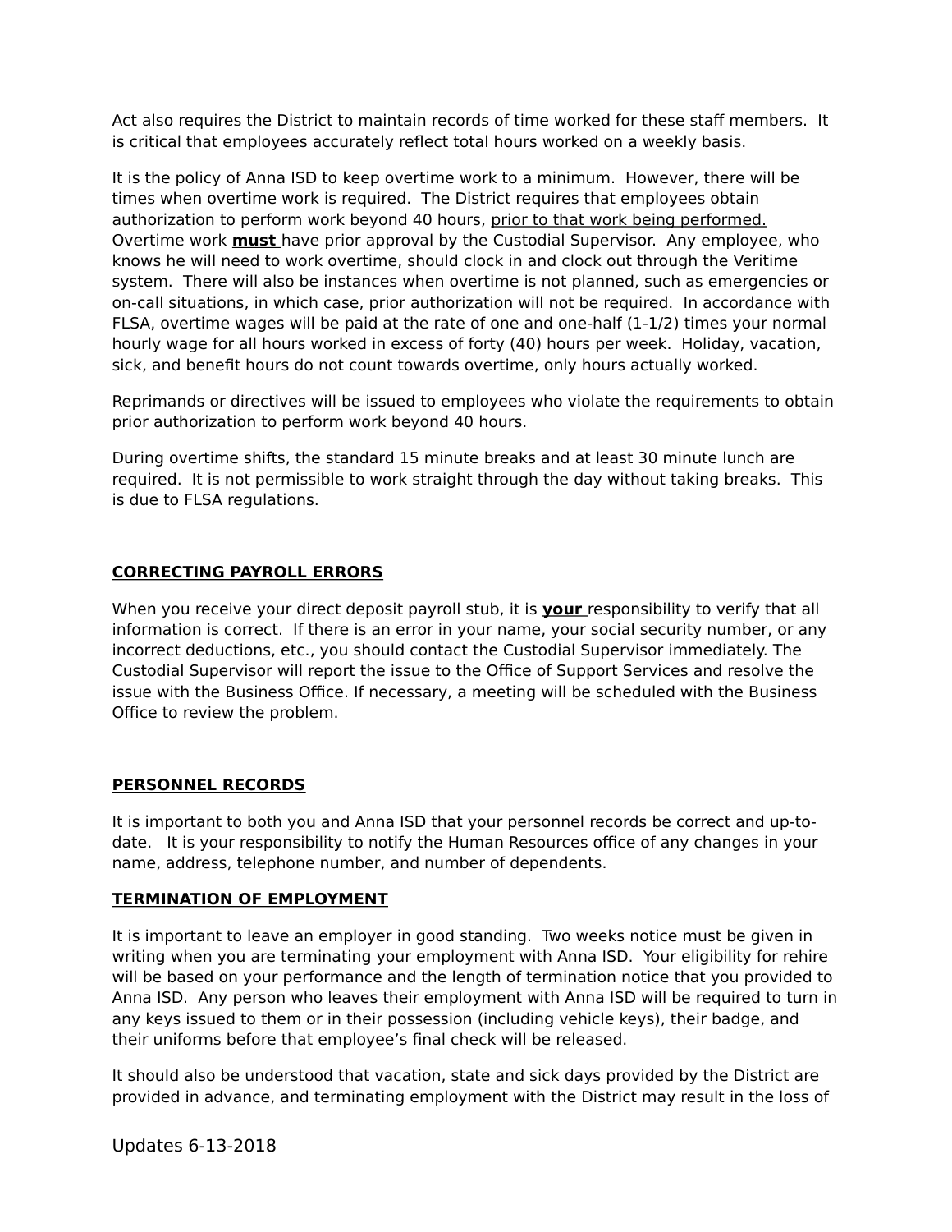Act also requires the District to maintain records of time worked for these staff members. It is critical that employees accurately reflect total hours worked on a weekly basis.

It is the policy of Anna ISD to keep overtime work to a minimum. However, there will be times when overtime work is required. The District requires that employees obtain authorization to perform work beyond 40 hours, <u>prior to that work being performed.</u> Overtime work **<u>must</u>** have prior approval by the Custodial Supervisor. Any employee, who knows he will need to work overtime, should clock in and clock out through the Veritime system. There will also be instances when overtime is not planned, such as emergencies or on-call situations, in which case, prior authorization will not be required. In accordance with FLSA, overtime wages will be paid at the rate of one and one-half (1-1/2) times your normal hourly wage for all hours worked in excess of forty (40) hours per week. Holiday, vacation, sick, and benefit hours do not count towards overtime, only hours actually worked.

Reprimands or directives will be issued to employees who violate the requirements to obtain prior authorization to perform work beyond 40 hours.

During overtime shifts, the standard 15 minute breaks and at least 30 minute lunch are required. It is not permissible to work straight through the day without taking breaks. This is due to FLSA regulations.

## CORRECTING PAYROLL ERRORS

When you receive your direct deposit payroll stub, it is **<u>your</u>** responsibility to verify that all information is correct. If there is an error in your name, your social security number, or any incorrect deductions, etc., you should contact the Custodial Supervisor immediately. The Custodial Supervisor will report the issue to the Office of Support Services and resolve the issue with the Business Office. If necessary, a meeting will be scheduled with the Business Office to review the problem.

## PERSONNEL RECORDS

It is important to both you and Anna ISD that your personnel records be correct and up-to-date. It is your responsibility to notify the Human Resources office of any changes in your name, address, telephone number, and number of dependents.

## TERMINATION OF EMPLOYMENT

It is important to leave an employer in good standing. Two weeks notice must be given in writing when you are terminating your employment with Anna ISD. Your eligibility for rehire will be based on your performance and the length of termination notice that you provided to Anna ISD. Any person who leaves their employment with Anna ISD will be required to turn in any keys issued to them or in their possession (including vehicle keys), their badge, and their uniforms before that employee's final check will be released.

It should also be understood that vacation, state and sick days provided by the District are provided in advance, and terminating employment with the District may result in the loss of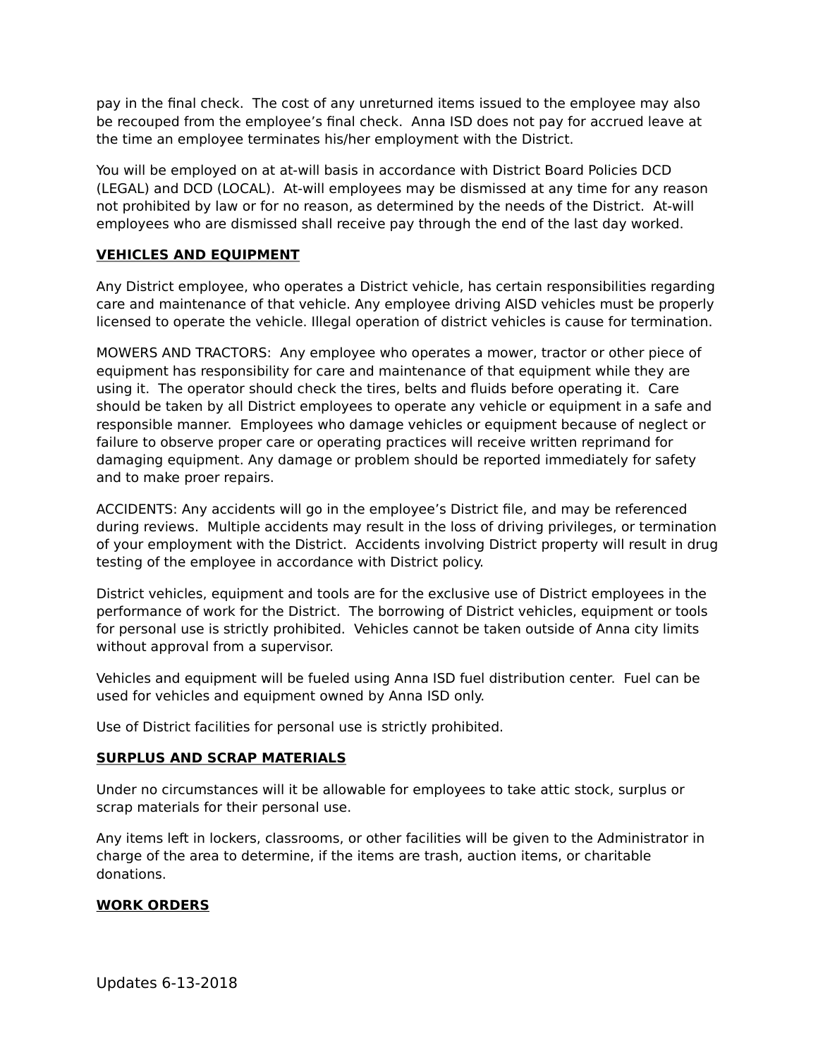pay in the final check. The cost of any unreturned items issued to the employee may also be recouped from the employee's final check. Anna ISD does not pay for accrued leave at the time an employee terminates his/her employment with the District.

You will be employed on at at-will basis in accordance with District Board Policies DCD (LEGAL) and DCD (LOCAL). At-will employees may be dismissed at any time for any reason not prohibited by law or for no reason, as determined by the needs of the District. At-will employees who are dismissed shall receive pay through the end of the last day worked.

**VEHICLES AND EQUIPMENT**

Any District employee, who operates a District vehicle, has certain responsibilities regarding care and maintenance of that vehicle. Any employee driving AISD vehicles must be properly licensed to operate the vehicle. Illegal operation of district vehicles is cause for termination.

MOWERS AND TRACTORS: Any employee who operates a mower, tractor or other piece of equipment has responsibility for care and maintenance of that equipment while they are using it. The operator should check the tires, belts and fluids before operating it. Care should be taken by all District employees to operate any vehicle or equipment in a safe and responsible manner. Employees who damage vehicles or equipment because of neglect or failure to observe proper care or operating practices will receive written reprimand for damaging equipment. Any damage or problem should be reported immediately for safety and to make proer repairs.

ACCIDENTS: Any accidents will go in the employee's District file, and may be referenced during reviews. Multiple accidents may result in the loss of driving privileges, or termination of your employment with the District. Accidents involving District property will result in drug testing of the employee in accordance with District policy.

District vehicles, equipment and tools are for the exclusive use of District employees in the performance of work for the District. The borrowing of District vehicles, equipment or tools for personal use is strictly prohibited. Vehicles cannot be taken outside of Anna city limits without approval from a supervisor.

Vehicles and equipment will be fueled using Anna ISD fuel distribution center. Fuel can be used for vehicles and equipment owned by Anna ISD only.

Use of District facilities for personal use is strictly prohibited.

**SURPLUS AND SCRAP MATERIALS**

Under no circumstances will it be allowable for employees to take attic stock, surplus or scrap materials for their personal use.

Any items left in lockers, classrooms, or other facilities will be given to the Administrator in charge of the area to determine, if the items are trash, auction items, or charitable donations.

**WORK ORDERS**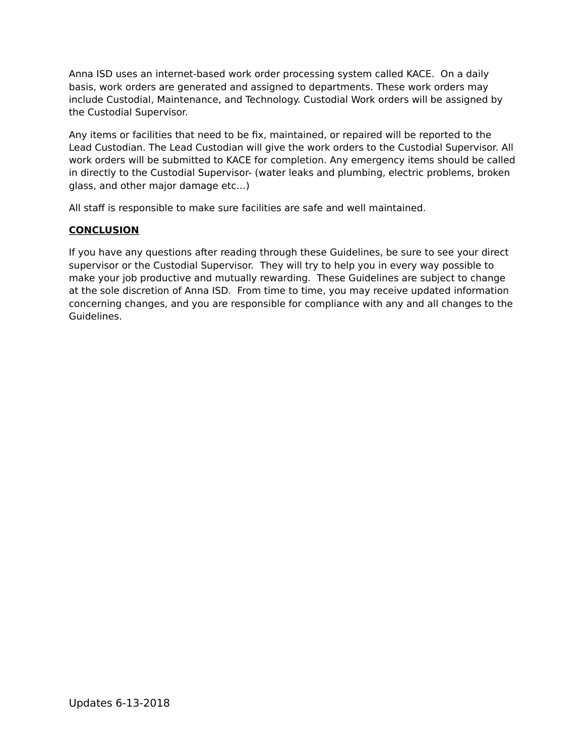Anna ISD uses an internet-based work order processing system called KACE.  On a daily basis, work orders are generated and assigned to departments. These work orders may include Custodial, Maintenance, and Technology. Custodial Work orders will be assigned by the Custodial Supervisor.

Any items or facilities that need to be fix, maintained, or repaired will be reported to the Lead Custodian. The Lead Custodian will give the work orders to the Custodial Supervisor. All work orders will be submitted to KACE for completion. Any emergency items should be called in directly to the Custodial Supervisor- (water leaks and plumbing, electric problems, broken glass, and other major damage etc…)

All staff is responsible to make sure facilities are safe and well maintained.

**CONCLUSION**

If you have any questions after reading through these Guidelines, be sure to see your direct supervisor or the Custodial Supervisor.  They will try to help you in every way possible to make your job productive and mutually rewarding.  These Guidelines are subject to change at the sole discretion of Anna ISD.  From time to time, you may receive updated information concerning changes, and you are responsible for compliance with any and all changes to the Guidelines.

Updates 6-13-2018